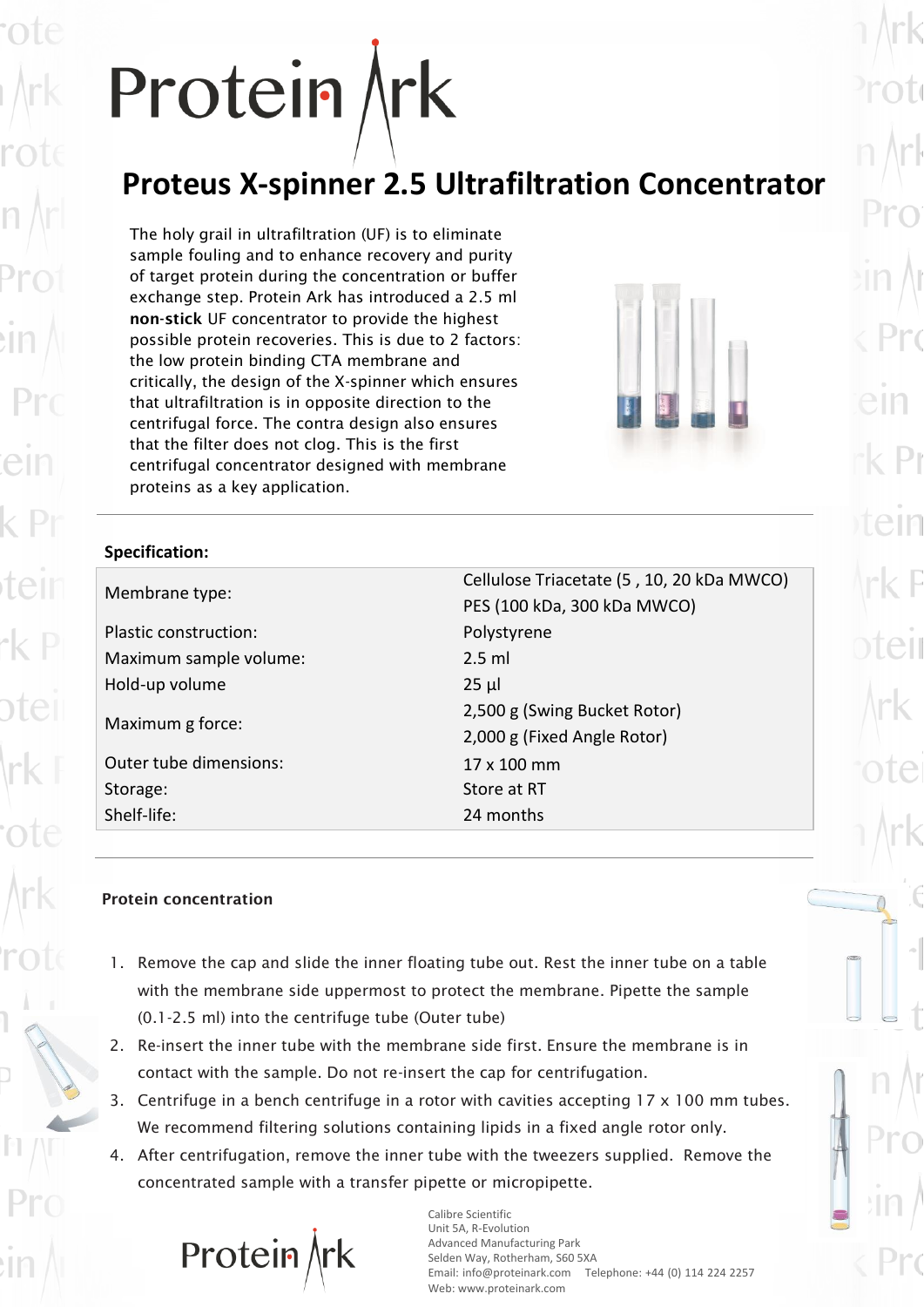# Protein Ark

## Proteus X-spinner 2.5 Ultrafiltration Concentrator

The holy grail in ultrafiltration (UF) is to eliminate sample fouling and to enhance recovery and purity of target protein during the concentration or buffer exchange step. Protein Ark has introduced a 2.5 ml **non-stick** UF concentrator to provide the highest possible protein recoveries. This is due to 2 factors: the low protein binding CTA membrane and critically, the design of the X-spinner which ensures that ultrafiltration is in opposite direction to the centrifugal force. The contra design also ensures that the filter does not clog. This is the first centrifugal concentrator designed with membrane proteins as a key application.

**Specification:**

| | |
|---|---|
| Membrane type: | Cellulose Triacetate (5 , 10, 20 kDa MWCO)<br>PES (100 kDa, 300 kDa MWCO) |
| Plastic construction: | Polystyrene |
| Maximum sample volume: | 2.5 ml |
| Hold-up volume | 25 µl |
| Maximum g force: | 2,500 g (Swing Bucket Rotor)<br>2,000 g (Fixed Angle Rotor) |
| Outer tube dimensions: | 17 x 100 mm |
| Storage: | Store at RT |
| Shelf-life: | 24 months |

### Protein concentration

1. Remove the cap and slide the inner floating tube out. Rest the inner tube on a table with the membrane side uppermost to protect the membrane. Pipette the sample (0.1-2.5 ml) into the centrifuge tube (Outer tube)
2. Re-insert the inner tube with the membrane side first. Ensure the membrane is in contact with the sample. Do not re-insert the cap for centrifugation.
3. Centrifuge in a bench centrifuge in a rotor with cavities accepting 17 x 100 mm tubes. We recommend filtering solutions containing lipids in a fixed angle rotor only.
4. After centrifugation, remove the inner tube with the tweezers supplied. Remove the concentrated sample with a transfer pipette or micropipette.

Protein Ark

Calibre Scientific
Unit 5A, R-Evolution
Advanced Manufacturing Park
Selden Way, Rotherham, S60 5XA
Email: info@proteinark.com Telephone: +44 (0) 114 224 2257
Web: www.proteinark.com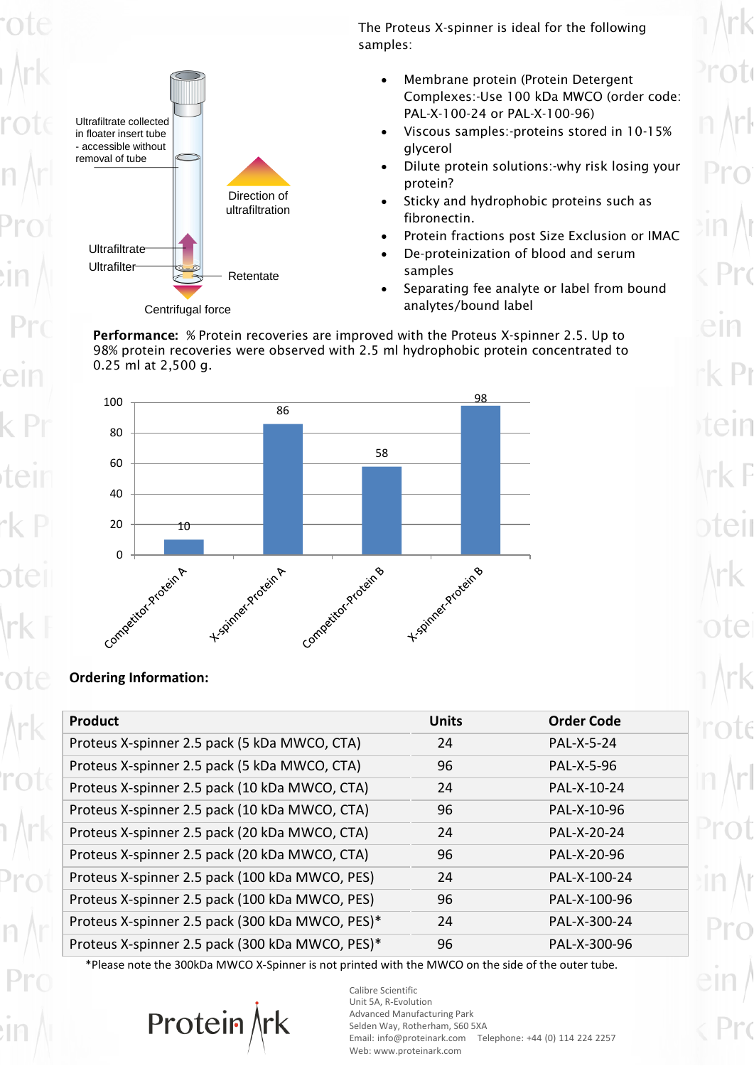Ultrafiltrate collected in floater insert tube - accessible without removal of tube

Direction of ultrafiltration

Ultrafiltrate

Ultrafilter

Retentate

Centrifugal force

The Proteus X-spinner is ideal for the following samples:

- Membrane protein (Protein Detergent Complexes:-Use 100 kDa MWCO (order code: PAL-X-100-24 or PAL-X-100-96)
- Viscous samples:-proteins stored in 10-15% glycerol
- Dilute protein solutions:-why risk losing your protein?
- Sticky and hydrophobic proteins such as fibronectin.
- Protein fractions post Size Exclusion or IMAC
- De-proteinization of blood and serum samples
- Separating fee analyte or label from bound analytes/bound label

**Performance:** % Protein recoveries are improved with the Proteus X-spinner 2.5. Up to 98% protein recoveries were observed with 2.5 ml hydrophobic protein concentrated to 0.25 ml at 2,500 g.

100
80
60
40
20
0

10
86
58
98

Competitor-Protein A
X-spinner-Protein A
Competitor-Protein B
X-spinner-Protein B

**Ordering Information:**

| Product | Units | Order Code |
|---|---|---|
| Proteus X-spinner 2.5 pack (5 kDa MWCO, CTA) | 24 | PAL-X-5-24 |
| Proteus X-spinner 2.5 pack (5 kDa MWCO, CTA) | 96 | PAL-X-5-96 |
| Proteus X-spinner 2.5 pack (10 kDa MWCO, CTA) | 24 | PAL-X-10-24 |
| Proteus X-spinner 2.5 pack (10 kDa MWCO, CTA) | 96 | PAL-X-10-96 |
| Proteus X-spinner 2.5 pack (20 kDa MWCO, CTA) | 24 | PAL-X-20-24 |
| Proteus X-spinner 2.5 pack (20 kDa MWCO, CTA) | 96 | PAL-X-20-96 |
| Proteus X-spinner 2.5 pack (100 kDa MWCO, PES) | 24 | PAL-X-100-24 |
| Proteus X-spinner 2.5 pack (100 kDa MWCO, PES) | 96 | PAL-X-100-96 |
| Proteus X-spinner 2.5 pack (300 kDa MWCO, PES)* | 24 | PAL-X-300-24 |
| Proteus X-spinner 2.5 pack (300 kDa MWCO, PES)* | 96 | PAL-X-300-96 |

*Please note the 300kDa MWCO X-Spinner is not printed with the MWCO on the side of the outer tube.

Protein Ark

Calibre Scientific
Unit 5A, R-Evolution
Advanced Manufacturing Park
Selden Way, Rotherham, S60 5XA
Email: info@proteinark.com Telephone: +44 (0) 114 224 2257
Web: www.proteinark.com